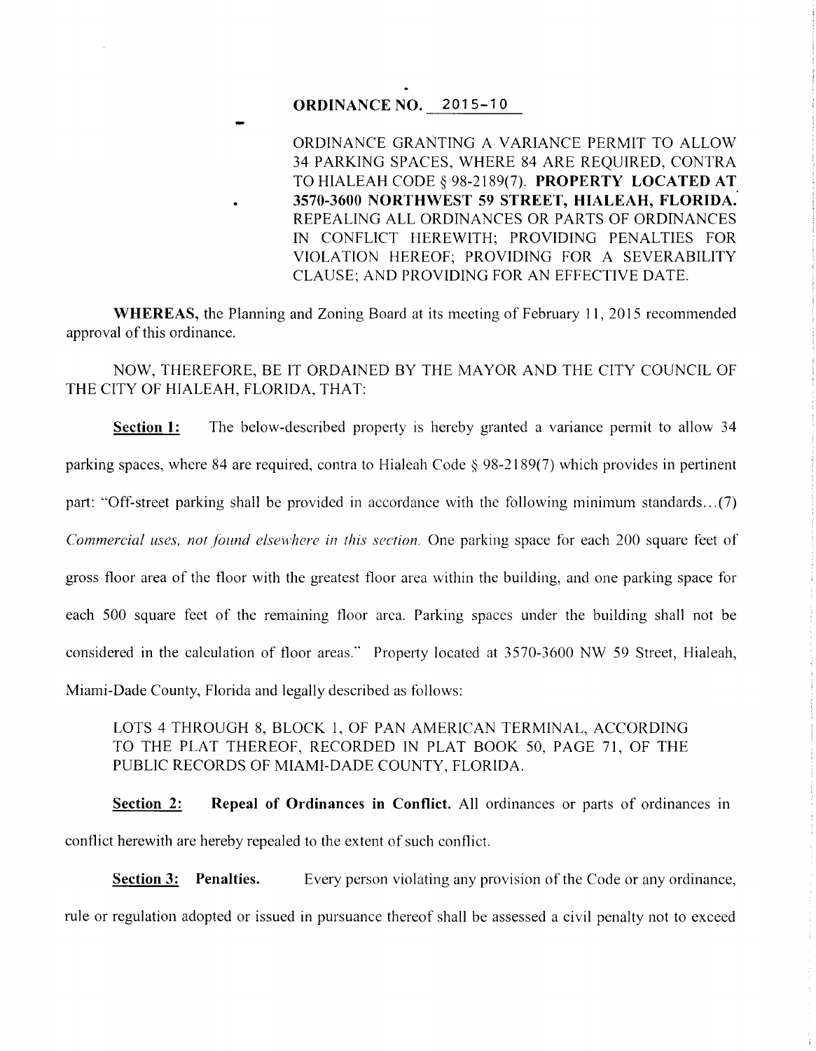# ORDINANCE NO. 2015-10

ORDINANCE GRANTING A VARIANCE PERMIT TO ALLOW 34 PARKING SPACES, WHERE 84 ARE REQUIRED, CONTRA TO HIALEAH CODE § 98-2189(7). **PROPERTY LOCATED AT 3570-3600 NORTHWEST 59 STREET, HIALEAH, FLORIDA.** REPEALING ALL ORDINANCES OR PARTS OF ORDINANCES IN CONFLICT HEREWITH; PROVIDING PENALTIES FOR VIOLATION HEREOF; PROVIDING FOR A SEVERABILITY CLAUSE; AND PROVIDING FOR AN EFFECTIVE DATE.

**WHEREAS,** the Planning and Zoning Board at its meeting of February 11, 2015 recommended approval of this ordinance.

NOW, THEREFORE, BE IT ORDAINED BY THE MAYOR AND THE CITY COUNCIL OF THE CITY OF HIALEAH, FLORIDA, THAT:

**Section 1:** The below-described property is hereby granted a variance permit to allow 34 parking spaces, where 84 are required, contra to Hialeah Code § 98-2189(7) which provides in pertinent part: "Off-street parking shall be provided in accordance with the following minimum standards...(7) *Commercial uses, not found elsewhere in this section.* One parking space for each 200 square feet of gross floor area of the floor with the greatest floor area within the building, and one parking space for each 500 square feet of the remaining floor area. Parking spaces under the building shall not be considered in the calculation of floor areas." Property located at 3570-3600 NW 59 Street, Hialeah, Miami-Dade County, Florida and legally described as follows:

LOTS 4 THROUGH 8, BLOCK 1, OF PAN AMERICAN TERMINAL, ACCORDING TO THE PLAT THEREOF, RECORDED IN PLAT BOOK 50, PAGE 71, OF THE PUBLIC RECORDS OF MIAMI-DADE COUNTY, FLORIDA.

**Section 2: Repeal of Ordinances in Conflict.** All ordinances or parts of ordinances in conflict herewith are hereby repealed to the extent of such conflict.

**Section 3: Penalties.** Every person violating any provision of the Code or any ordinance, rule or regulation adopted or issued in pursuance thereof shall be assessed a civil penalty not to exceed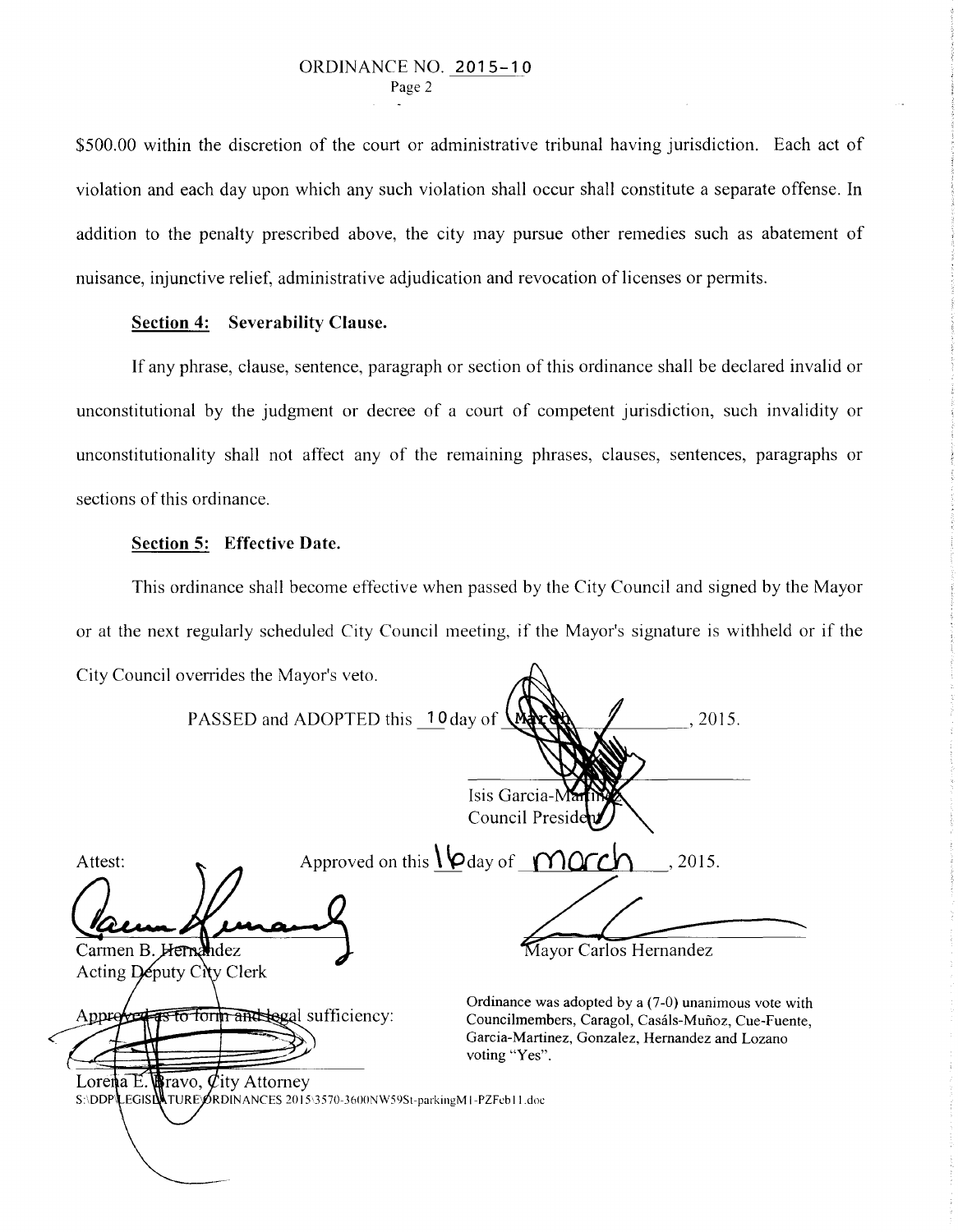$500.00 within the discretion of the court or administrative tribunal having jurisdiction. Each act of violation and each day upon which any such violation shall occur shall constitute a separate offense. In addition to the penalty prescribed above, the city may pursue other remedies such as abatement of nuisance, injunctive relief, administrative adjudication and revocation of licenses or permits.

**Section 4: Severability Clause.**

If any phrase, clause, sentence, paragraph or section of this ordinance shall be declared invalid or unconstitutional by the judgment or decree of a court of competent jurisdiction, such invalidity or unconstitutionality shall not affect any of the remaining phrases, clauses, sentences, paragraphs or sections of this ordinance.

**Section 5: Effective Date.**

This ordinance shall become effective when passed by the City Council and signed by the Mayor or at the next regularly scheduled City Council meeting, if the Mayor's signature is withheld or if the City Council overrides the Mayor's veto.

PASSED and ADOPTED this 10 day of March, 2015.

Isis Garcia-Martinez
Council President

Attest:

Approved on this 16 day of march, 2015.

Carmen B. Hernandez
Acting Deputy City Clerk

Mayor Carlos Hernandez

Approved as to form and legal sufficiency:

Lorena E. Bravo, City Attorney

Ordinance was adopted by a (7-0) unanimous vote with Councilmembers, Caragol, Casáls-Muñoz, Cue-Fuente, Garcia-Martinez, Gonzalez, Hernandez and Lozano voting "Yes".

S:\DDP\LEGISLATURE\ORDINANCES 2015\3570-3600NW59St-parkingM1-PZFeb11.doc